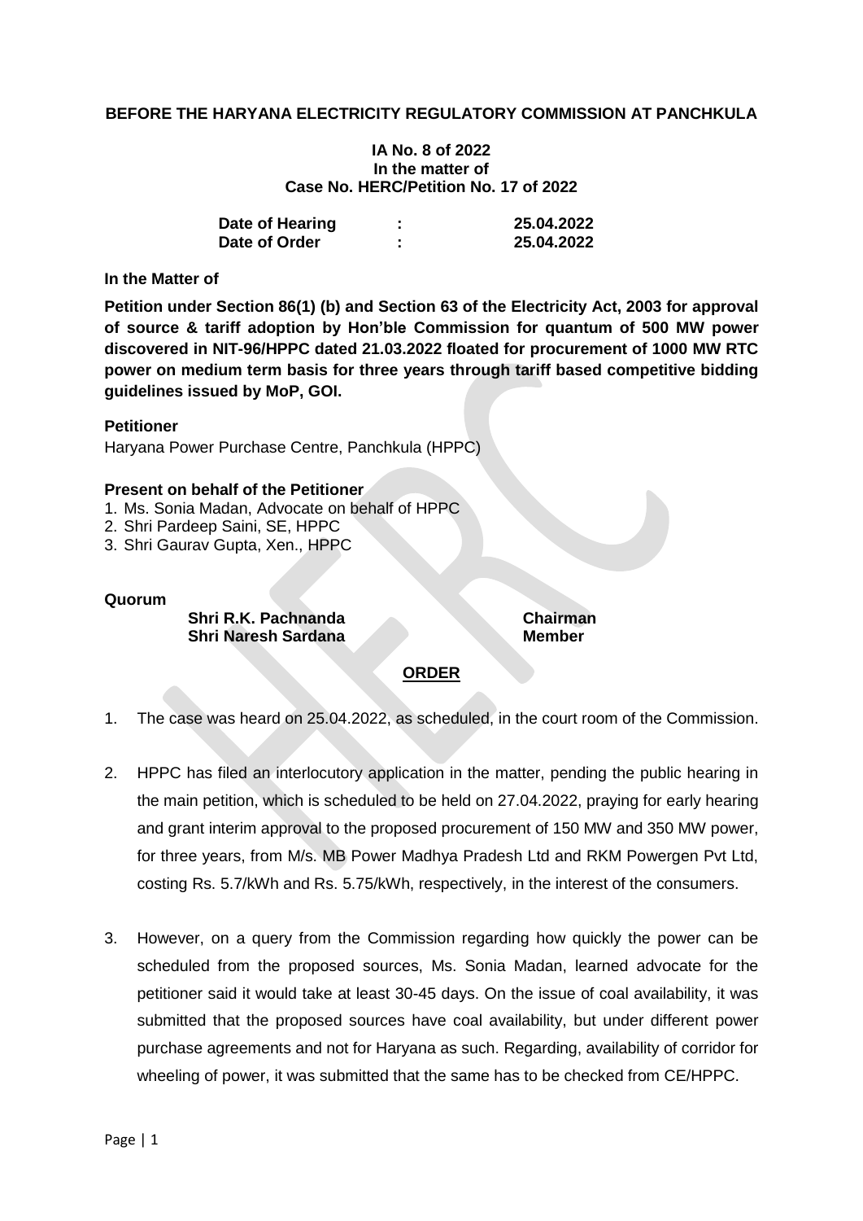**BEFORE THE HARYANA ELECTRICITY REGULATORY COMMISSION AT PANCHKULA**

**IA No. 8 of 2022**
**In the matter of**
**Case No. HERC/Petition No. 17 of 2022**

| | | |
|---|---|---|
| **Date of Hearing** | **:** | **25.04.2022** |
| **Date of Order** | **:** | **25.04.2022** |

**In the Matter of**

**Petition under Section 86(1) (b) and Section 63 of the Electricity Act, 2003 for approval of source & tariff adoption by Hon'ble Commission for quantum of 500 MW power discovered in NIT-96/HPPC dated 21.03.2022 floated for procurement of 1000 MW RTC power on medium term basis for three years through tariff based competitive bidding guidelines issued by MoP, GOI.**

**Petitioner**
Haryana Power Purchase Centre, Panchkula (HPPC)

**Present on behalf of the Petitioner**

1. Ms. Sonia Madan, Advocate on behalf of HPPC
2. Shri Pardeep Saini, SE, HPPC
3. Shri Gaurav Gupta, Xen., HPPC

**Quorum**

| | |
|---|---|
| **Shri R.K. Pachnanda** | **Chairman** |
| **Shri Naresh Sardana** | **Member** |

**ORDER**

1. The case was heard on 25.04.2022, as scheduled, in the court room of the Commission.

2. HPPC has filed an interlocutory application in the matter, pending the public hearing in the main petition, which is scheduled to be held on 27.04.2022, praying for early hearing and grant interim approval to the proposed procurement of 150 MW and 350 MW power, for three years, from M/s. MB Power Madhya Pradesh Ltd and RKM Powergen Pvt Ltd, costing Rs. 5.7/kWh and Rs. 5.75/kWh, respectively, in the interest of the consumers.

3. However, on a query from the Commission regarding how quickly the power can be scheduled from the proposed sources, Ms. Sonia Madan, learned advocate for the petitioner said it would take at least 30-45 days. On the issue of coal availability, it was submitted that the proposed sources have coal availability, but under different power purchase agreements and not for Haryana as such. Regarding, availability of corridor for wheeling of power, it was submitted that the same has to be checked from CE/HPPC.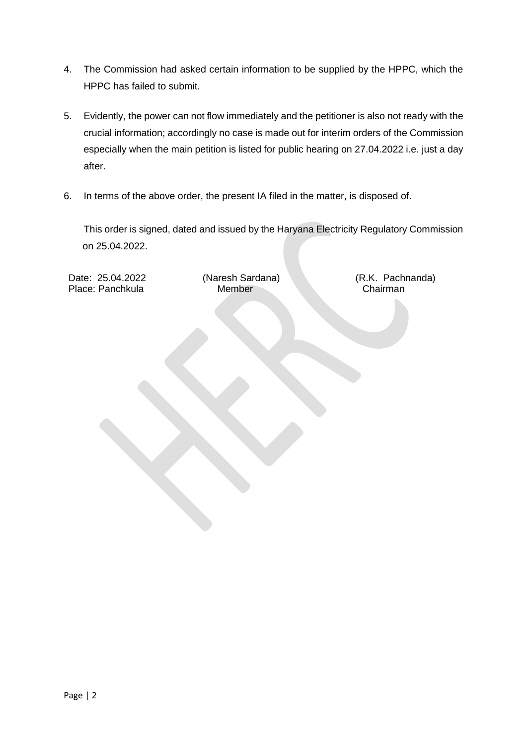4. The Commission had asked certain information to be supplied by the HPPC, which the HPPC has failed to submit.

5. Evidently, the power can not flow immediately and the petitioner is also not ready with the crucial information; accordingly no case is made out for interim orders of the Commission especially when the main petition is listed for public hearing on 27.04.2022 i.e. just a day after.

6. In terms of the above order, the present IA filed in the matter, is disposed of.

This order is signed, dated and issued by the Haryana Electricity Regulatory Commission on 25.04.2022.

Date: 25.04.2022
Place: Panchkula

(Naresh Sardana)
Member

(R.K. Pachnanda)
Chairman